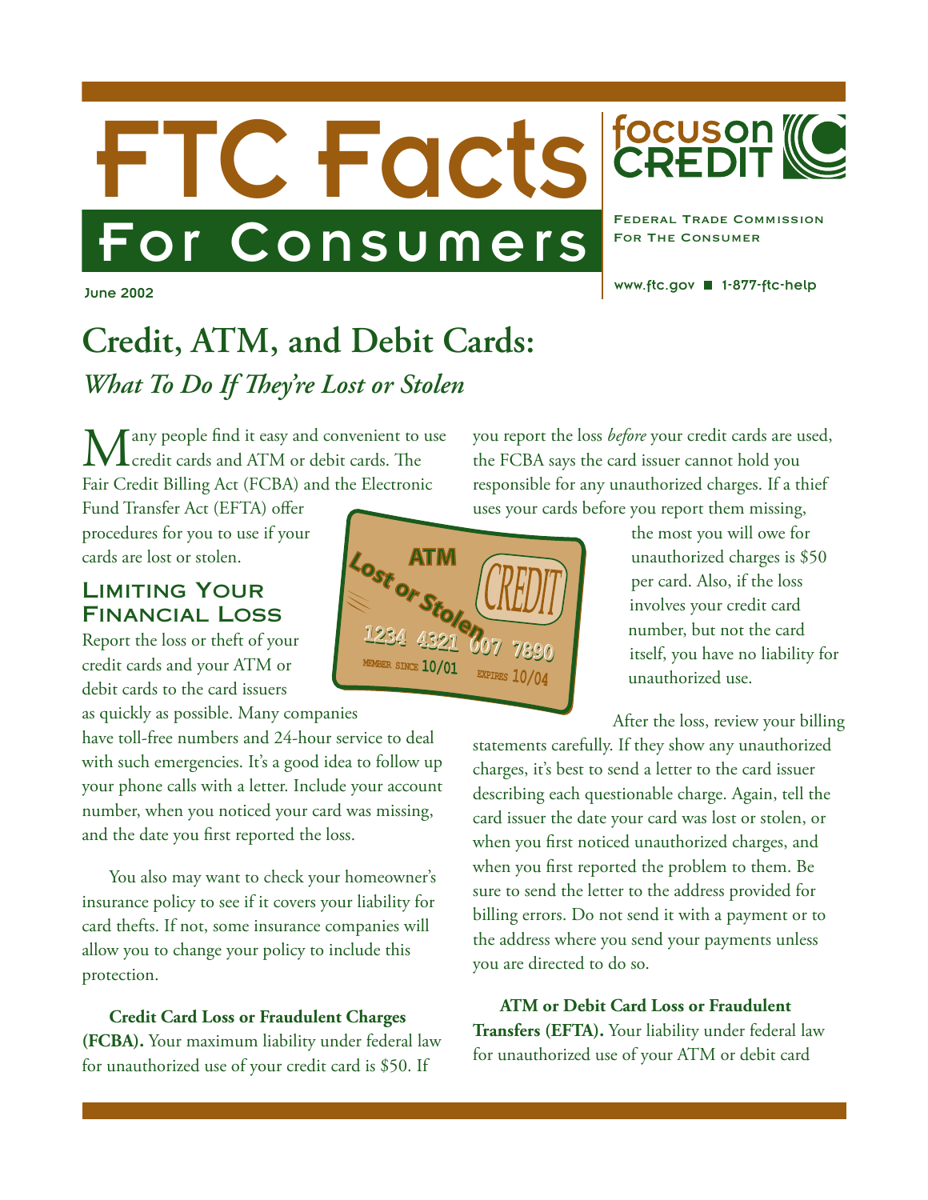# FTC Facts For Consumers

focus on CREDIT

Federal Trade Commission For The Consumer

www.ftc.gov ■ 1-877-ftc-help

June 2002

## Credit, ATM, and Debit Cards:

### *What To Do If They're Lost or Stolen*

Many people find it easy and convenient to use credit cards and ATM or debit cards. The Fair Credit Billing Act (FCBA) and the Electronic Fund Transfer Act (EFTA) offer procedures for you to use if your cards are lost or stolen.

### Limiting Your Financial Loss

Report the loss or theft of your credit cards and your ATM or debit cards to the card issuers as quickly as possible. Many companies have toll-free numbers and 24-hour service to deal with such emergencies. It's a good idea to follow up your phone calls with a letter. Include your account number, when you noticed your card was missing, and the date you first reported the loss.

You also may want to check your homeowner's insurance policy to see if it covers your liability for card thefts. If not, some insurance companies will allow you to change your policy to include this protection.

**Credit Card Loss or Fraudulent Charges (FCBA).** Your maximum liability under federal law for unauthorized use of your credit card is $50. If you report the loss *before* your credit cards are used, the FCBA says the card issuer cannot hold you responsible for any unauthorized charges. If a thief uses your cards before you report them missing, the most you will owe for unauthorized charges is $50 per card. Also, if the loss involves your credit card number, but not the card itself, you have no liability for unauthorized use.

After the loss, review your billing statements carefully. If they show any unauthorized charges, it's best to send a letter to the card issuer describing each questionable charge. Again, tell the card issuer the date your card was lost or stolen, or when you first noticed unauthorized charges, and when you first reported the problem to them. Be sure to send the letter to the address provided for billing errors. Do not send it with a payment or to the address where you send your payments unless you are directed to do so.

**ATM or Debit Card Loss or Fraudulent Transfers (EFTA).** Your liability under federal law for unauthorized use of your ATM or debit card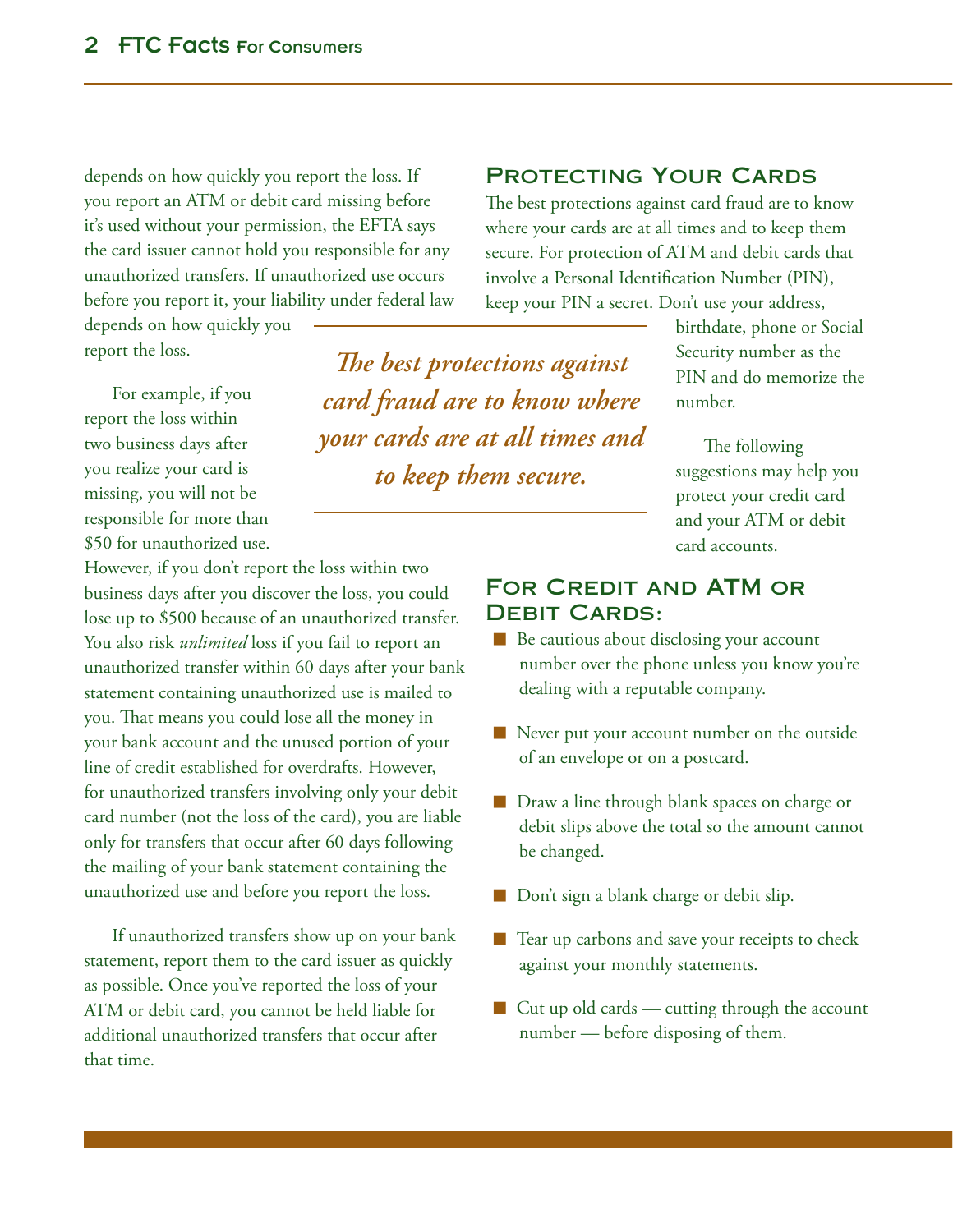depends on how quickly you report the loss. If you report an ATM or debit card missing before it's used without your permission, the EFTA says the card issuer cannot hold you responsible for any unauthorized transfers. If unauthorized use occurs before you report it, your liability under federal law depends on how quickly you report the loss.

For example, if you report the loss within two business days after you realize your card is missing, you will not be responsible for more than $50 for unauthorized use. However, if you don't report the loss within two business days after you discover the loss, you could lose up to $500 because of an unauthorized transfer. You also risk *unlimited* loss if you fail to report an unauthorized transfer within 60 days after your bank statement containing unauthorized use is mailed to you. That means you could lose all the money in your bank account and the unused portion of your line of credit established for overdrafts. However, for unauthorized transfers involving only your debit card number (not the loss of the card), you are liable only for transfers that occur after 60 days following the mailing of your bank statement containing the unauthorized use and before you report the loss.

If unauthorized transfers show up on your bank statement, report them to the card issuer as quickly as possible. Once you've reported the loss of your ATM or debit card, you cannot be held liable for additional unauthorized transfers that occur after that time.

*The best protections against card fraud are to know where your cards are at all times and to keep them secure.*

## Protecting Your Cards

The best protections against card fraud are to know where your cards are at all times and to keep them secure. For protection of ATM and debit cards that involve a Personal Identification Number (PIN), keep your PIN a secret. Don't use your address, birthdate, phone or Social Security number as the PIN and do memorize the number.

The following suggestions may help you protect your credit card and your ATM or debit card accounts.

## For Credit and ATM or Debit Cards:

- Be cautious about disclosing your account number over the phone unless you know you're dealing with a reputable company.
- Never put your account number on the outside of an envelope or on a postcard.
- Draw a line through blank spaces on charge or debit slips above the total so the amount cannot be changed.
- Don't sign a blank charge or debit slip.
- Tear up carbons and save your receipts to check against your monthly statements.
- Cut up old cards — cutting through the account number — before disposing of them.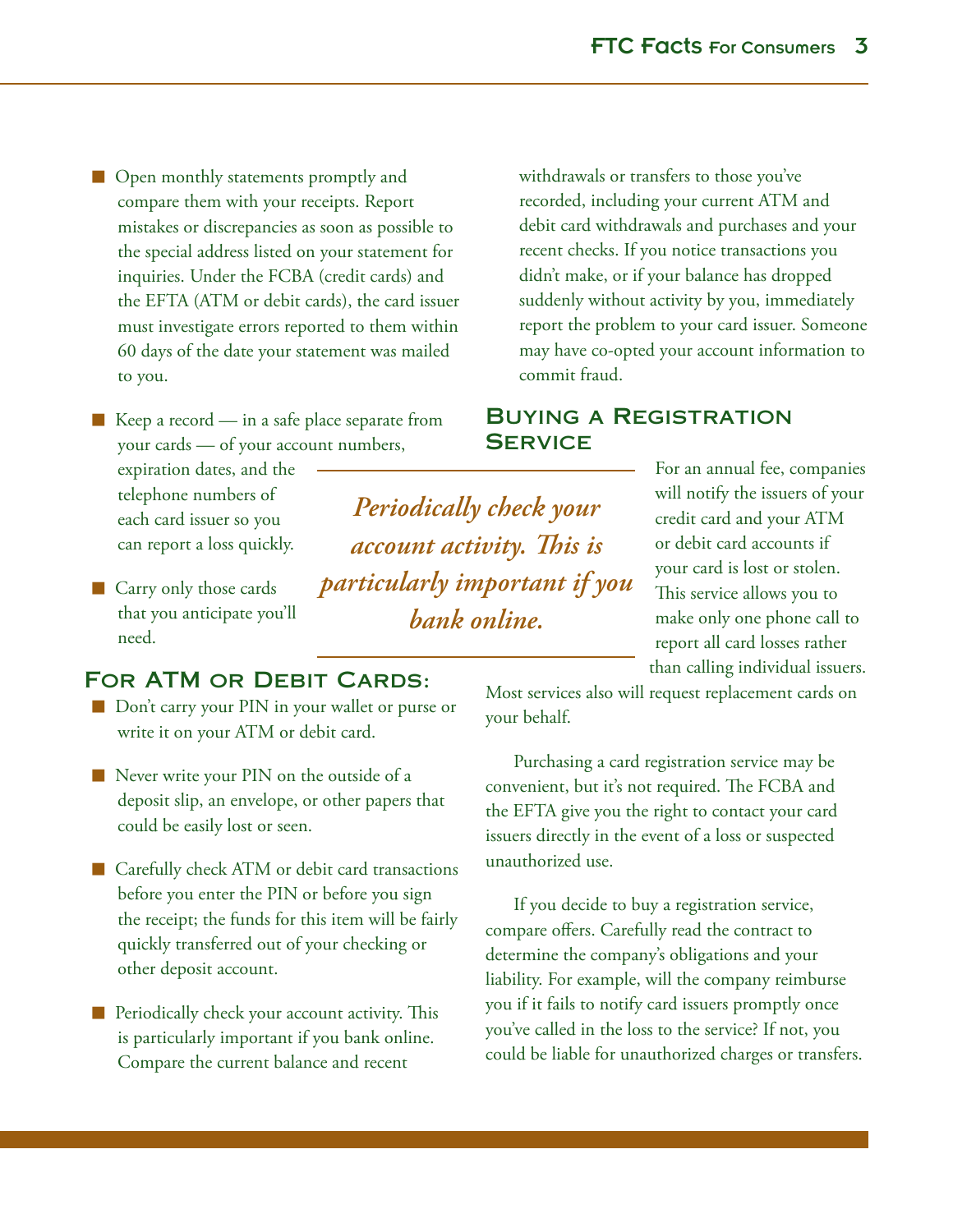- Open monthly statements promptly and compare them with your receipts. Report mistakes or discrepancies as soon as possible to the special address listed on your statement for inquiries. Under the FCBA (credit cards) and the EFTA (ATM or debit cards), the card issuer must investigate errors reported to them within 60 days of the date your statement was mailed to you.

- Keep a record — in a safe place separate from your cards — of your account numbers, expiration dates, and the telephone numbers of each card issuer so you can report a loss quickly.

- Carry only those cards that you anticipate you'll need.

### For ATM or Debit Cards:

- Don't carry your PIN in your wallet or purse or write it on your ATM or debit card.

- Never write your PIN on the outside of a deposit slip, an envelope, or other papers that could be easily lost or seen.

- Carefully check ATM or debit card transactions before you enter the PIN or before you sign the receipt; the funds for this item will be fairly quickly transferred out of your checking or other deposit account.

- Periodically check your account activity. This is particularly important if you bank online. Compare the current balance and recent withdrawals or transfers to those you've recorded, including your current ATM and debit card withdrawals and purchases and your recent checks. If you notice transactions you didn't make, or if your balance has dropped suddenly without activity by you, immediately report the problem to your card issuer. Someone may have co-opted your account information to commit fraud.

*Periodically check your account activity. This is particularly important if you bank online.*

## Buying a Registration Service

For an annual fee, companies will notify the issuers of your credit card and your ATM or debit card accounts if your card is lost or stolen. This service allows you to make only one phone call to report all card losses rather than calling individual issuers. Most services also will request replacement cards on your behalf.

Purchasing a card registration service may be convenient, but it's not required. The FCBA and the EFTA give you the right to contact your card issuers directly in the event of a loss or suspected unauthorized use.

If you decide to buy a registration service, compare offers. Carefully read the contract to determine the company's obligations and your liability. For example, will the company reimburse you if it fails to notify card issuers promptly once you've called in the loss to the service? If not, you could be liable for unauthorized charges or transfers.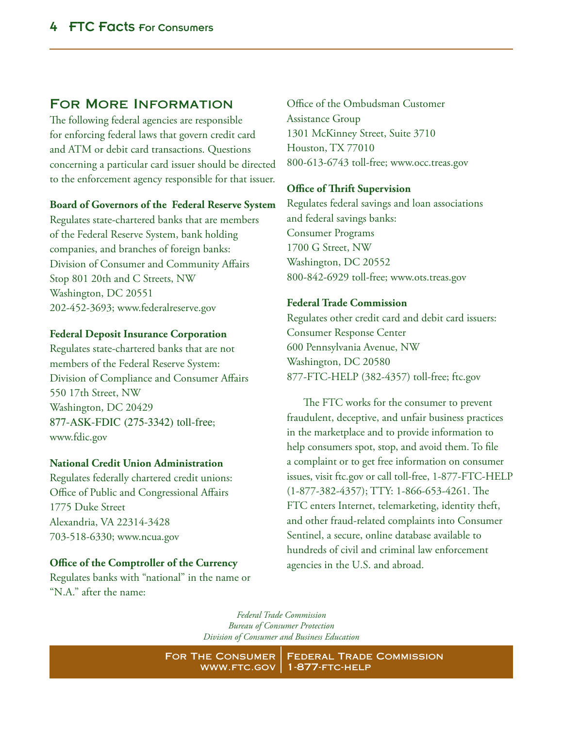## For More Information

The following federal agencies are responsible for enforcing federal laws that govern credit card and ATM or debit card transactions. Questions concerning a particular card issuer should be directed to the enforcement agency responsible for that issuer.

**Board of Governors of the Federal Reserve System**
Regulates state-chartered banks that are members of the Federal Reserve System, bank holding companies, and branches of foreign banks:
Division of Consumer and Community Affairs
Stop 801 20th and C Streets, NW
Washington, DC 20551
202-452-3693; www.federalreserve.gov

**Federal Deposit Insurance Corporation**
Regulates state-chartered banks that are not members of the Federal Reserve System:
Division of Compliance and Consumer Affairs
550 17th Street, NW
Washington, DC 20429
877-ASK-FDIC (275-3342) toll-free;
www.fdic.gov

**National Credit Union Administration**
Regulates federally chartered credit unions:
Office of Public and Congressional Affairs
1775 Duke Street
Alexandria, VA 22314-3428
703-518-6330; www.ncua.gov

**Office of the Comptroller of the Currency**
Regulates banks with "national" in the name or "N.A." after the name:
Office of the Ombudsman Customer Assistance Group
1301 McKinney Street, Suite 3710
Houston, TX 77010
800-613-6743 toll-free; www.occ.treas.gov

**Office of Thrift Supervision**
Regulates federal savings and loan associations and federal savings banks:
Consumer Programs
1700 G Street, NW
Washington, DC 20552
800-842-6929 toll-free; www.ots.treas.gov

**Federal Trade Commission**
Regulates other credit card and debit card issuers:
Consumer Response Center
600 Pennsylvania Avenue, NW
Washington, DC 20580
877-FTC-HELP (382-4357) toll-free; ftc.gov

The FTC works for the consumer to prevent fraudulent, deceptive, and unfair business practices in the marketplace and to provide information to help consumers spot, stop, and avoid them. To file a complaint or to get free information on consumer issues, visit ftc.gov or call toll-free, 1-877-FTC-HELP (1-877-382-4357); TTY: 1-866-653-4261. The FTC enters Internet, telemarketing, identity theft, and other fraud-related complaints into Consumer Sentinel, a secure, online database available to hundreds of civil and criminal law enforcement agencies in the U.S. and abroad.

*Federal Trade Commission*
*Bureau of Consumer Protection*
*Division of Consumer and Business Education*

For The Consumer | Federal Trade Commission
www.ftc.gov | 1-877-ftc-help